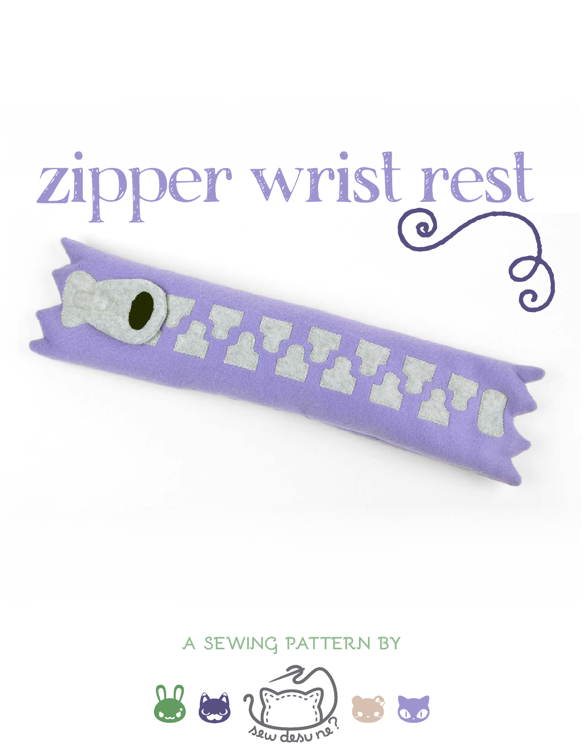# zipper wrist rest

A SEWING PATTERN BY

sew desu ne?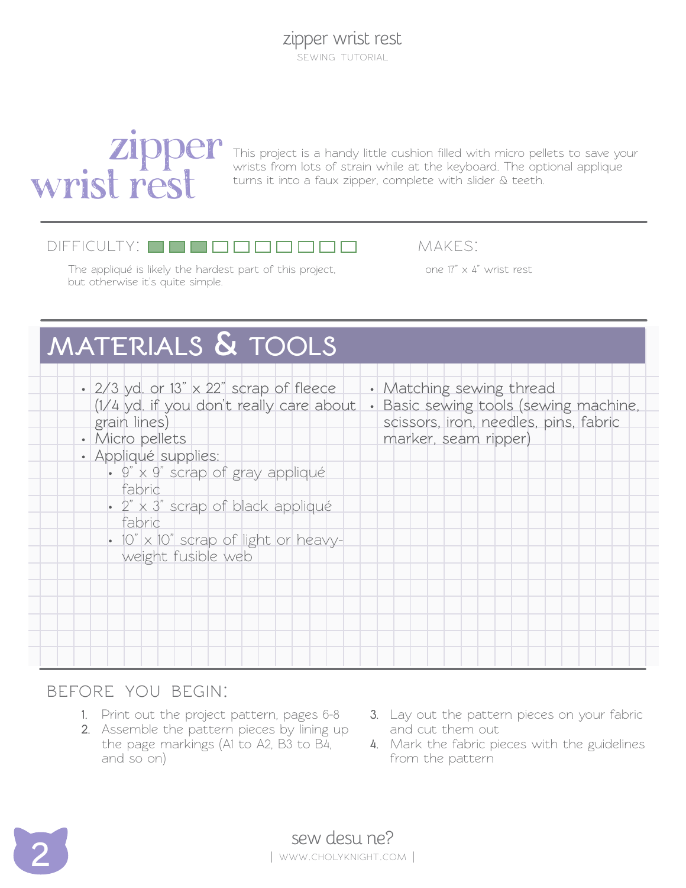# zipper wrist rest

This project is a handy little cushion filled with micro pellets to save your wrists from lots of strain while at the keyboard. The optional applique turns it into a faux zipper, complete with slider & teeth.

**DIFFICULTY:** 3 out of 10

The appliqué is likely the hardest part of this project, but otherwise it's quite simple.

**MAKES:**

one 17" x 4" wrist rest

## MATERIALS & TOOLS

- 2/3 yd. or 13" x 22" scrap of fleece (1/4 yd. if you don't really care about grain lines)
- Micro pellets
- Appliqué supplies:
  - 9" x 9" scrap of gray appliqué fabric
  - 2" x 3" scrap of black appliqué fabric
  - 10" x 10" scrap of light or heavy-weight fusible web
- Matching sewing thread
- Basic sewing tools (sewing machine, scissors, iron, needles, pins, fabric marker, seam ripper)

## BEFORE YOU BEGIN:

1. Print out the project pattern, pages 6-8
2. Assemble the pattern pieces by lining up the page markings (A1 to A2, B3 to B4, and so on)
3. Lay out the pattern pieces on your fabric and cut them out
4. Mark the fabric pieces with the guidelines from the pattern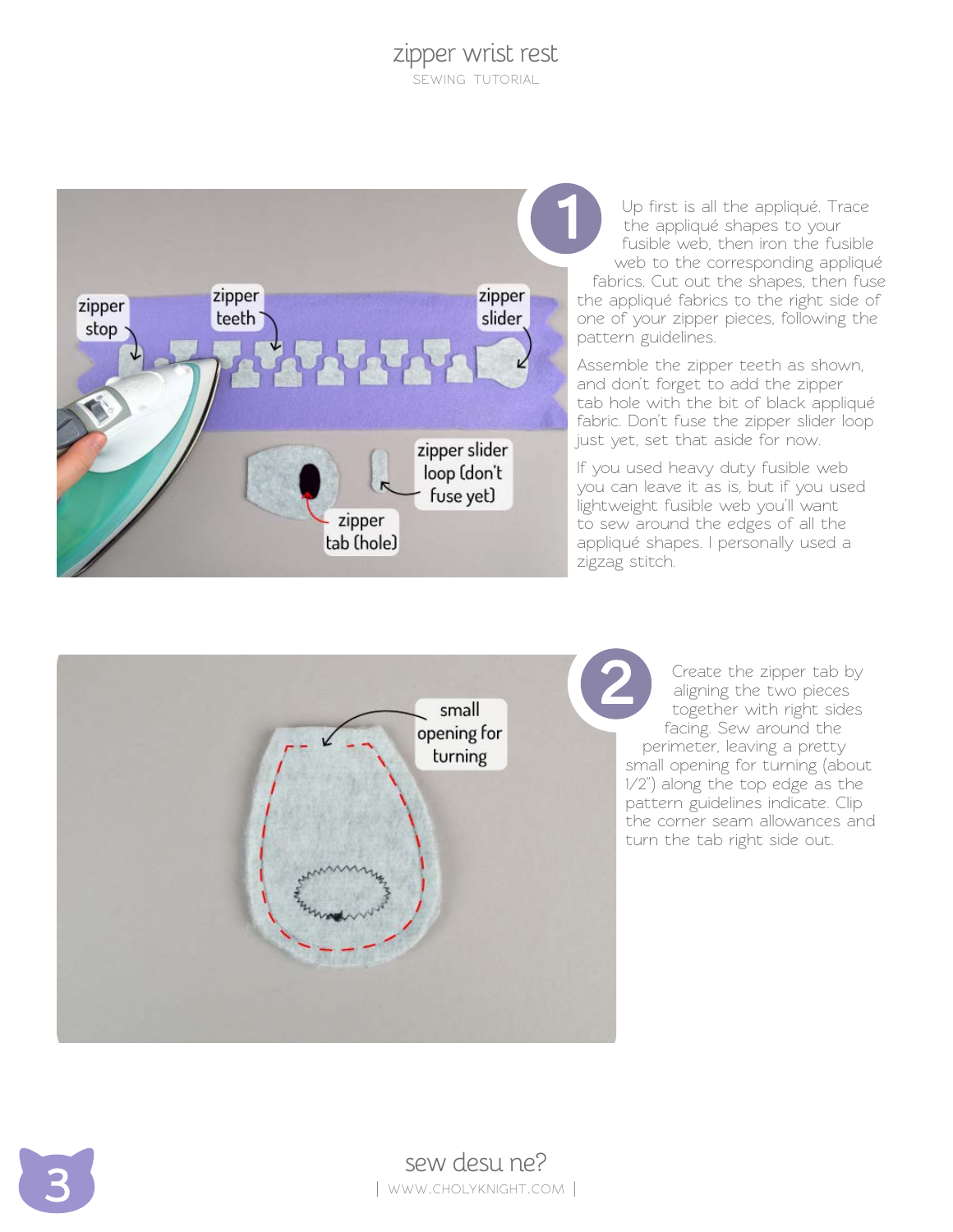**1**

Up first is all the appliqué. Trace the appliqué shapes to your fusible web, then iron the fusible web to the corresponding appliqué fabrics. Cut out the shapes, then fuse the appliqué fabrics to the right side of one of your zipper pieces, following the pattern guidelines.

Assemble the zipper teeth as shown, and don't forget to add the zipper tab hole with the bit of black appliqué fabric. Don't fuse the zipper slider loop just yet, set that aside for now.

If you used heavy duty fusible web you can leave it as is, but if you used lightweight fusible web you'll want to sew around the edges of all the appliqué shapes. I personally used a zigzag stitch.

**2**

Create the zipper tab by aligning the two pieces together with right sides facing. Sew around the perimeter, leaving a pretty small opening for turning (about 1/2") along the top edge as the pattern guidelines indicate. Clip the corner seam allowances and turn the tab right side out.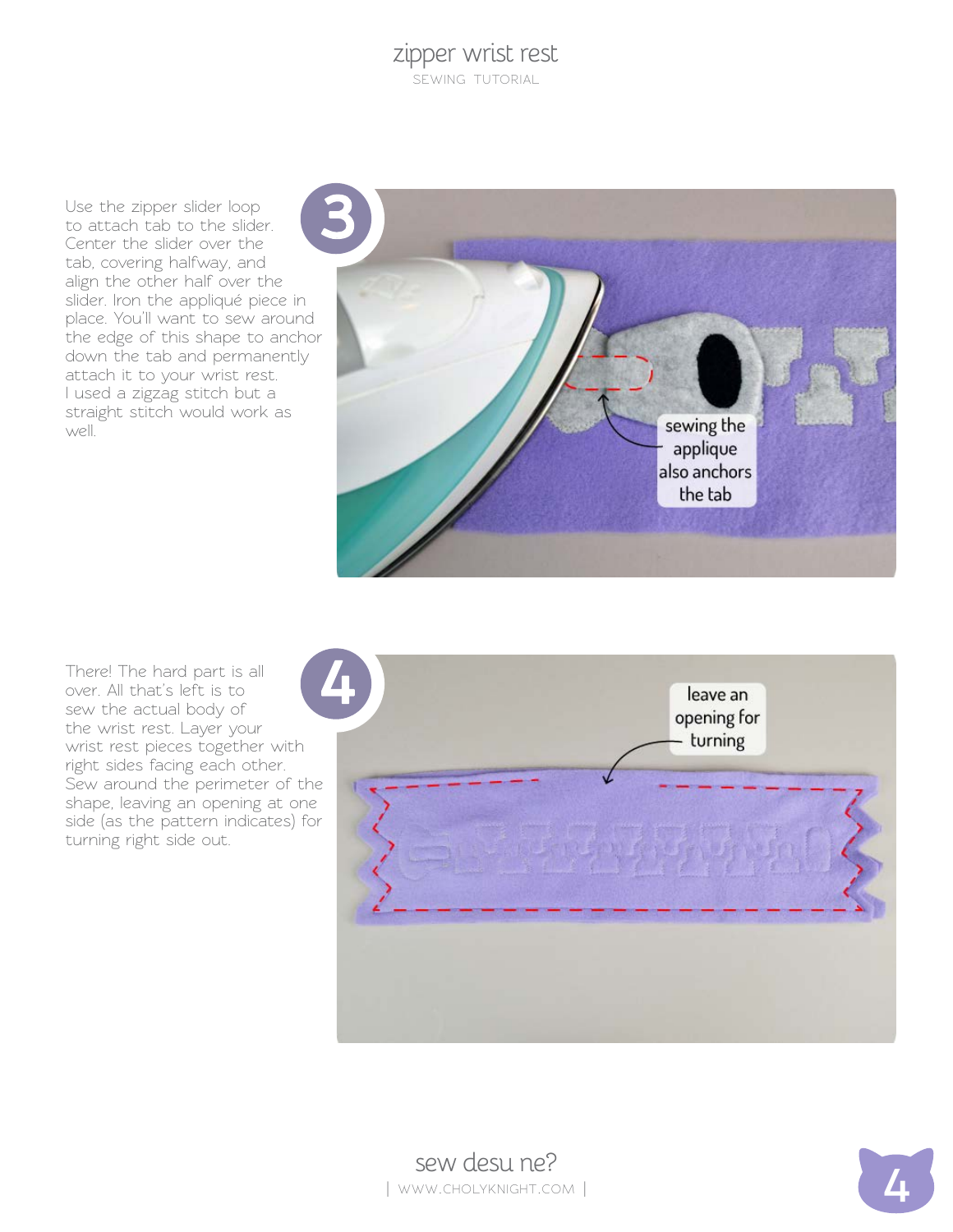3

Use the zipper slider loop to attach tab to the slider. Center the slider over the tab, covering halfway, and align the other half over the slider. Iron the appliqué piece in place. You'll want to sew around the edge of this shape to anchor down the tab and permanently attach it to your wrist rest. I used a zigzag stitch but a straight stitch would work as well.

sewing the applique also anchors the tab

4

There! The hard part is all over. All that's left is to sew the actual body of the wrist rest. Layer your wrist rest pieces together with right sides facing each other. Sew around the perimeter of the shape, leaving an opening at one side (as the pattern indicates) for turning right side out.

leave an opening for turning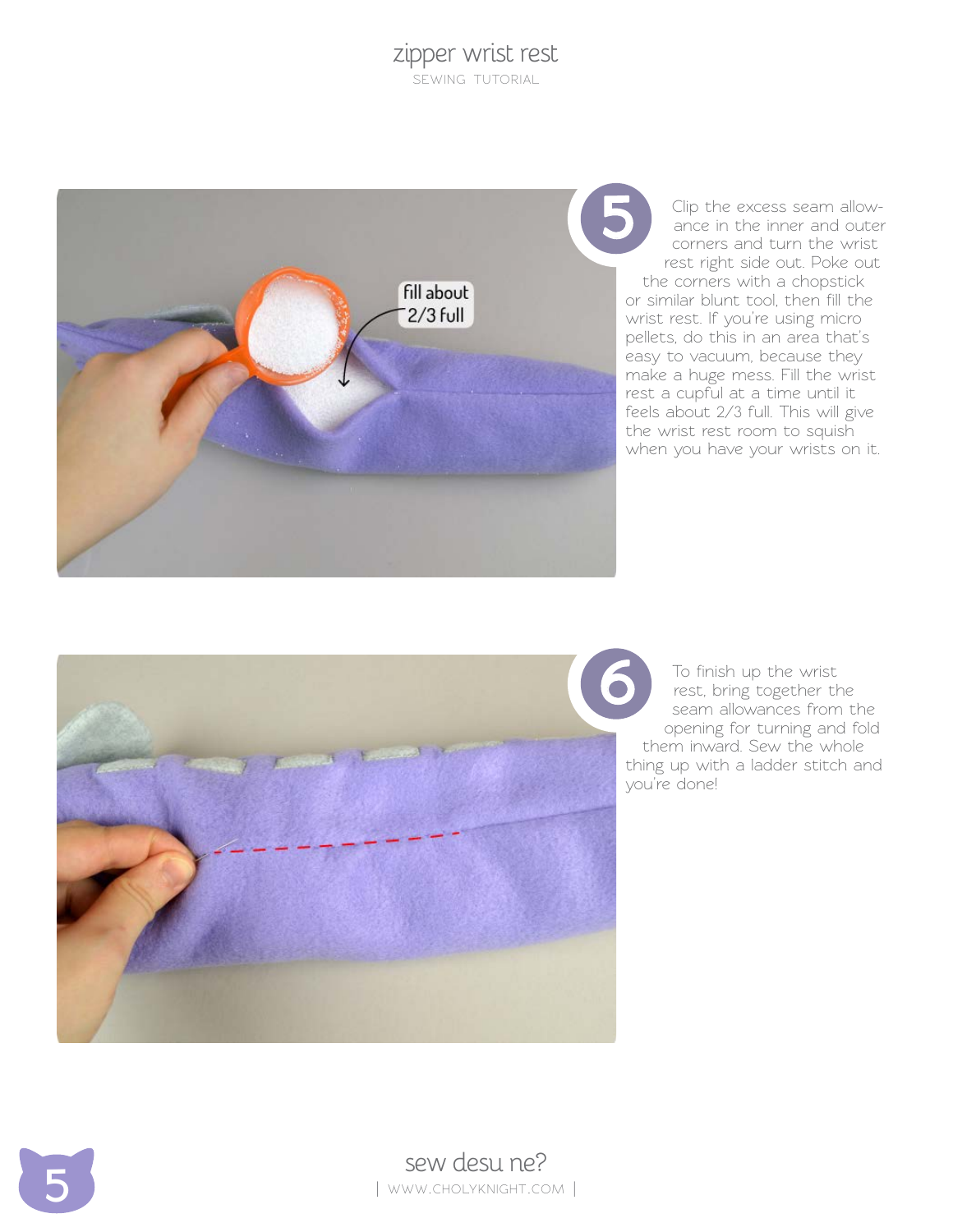**5** Clip the excess seam allowance in the inner and outer corners and turn the wrist rest right side out. Poke out the corners with a chopstick or similar blunt tool, then fill the wrist rest. If you're using micro pellets, do this in an area that's easy to vacuum, because they make a huge mess. Fill the wrist rest a cupful at a time until it feels about 2/3 full. This will give the wrist rest room to squish when you have your wrists on it.

**6** To finish up the wrist rest, bring together the seam allowances from the opening for turning and fold them inward. Sew the whole thing up with a ladder stitch and you're done!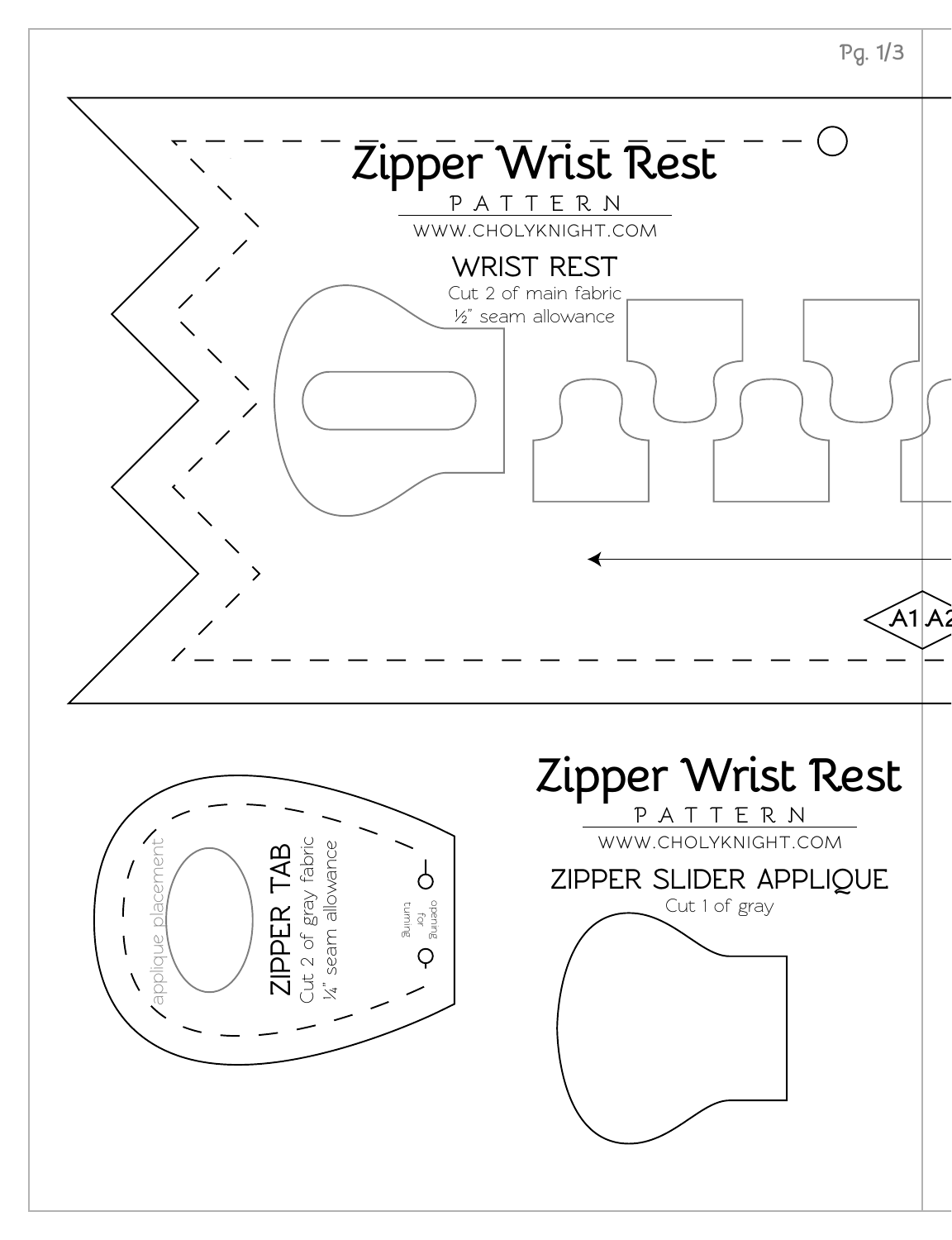# Zipper Wrist Rest

PATTERN

WWW.CHOLYKNIGHT.COM

## WRIST REST

Cut 2 of main fabric

½" seam allowance

A1 A2

# Zipper Wrist Rest

PATTERN

WWW.CHOLYKNIGHT.COM

## ZIPPER TAB

Cut 2 of gray fabric

¼" seam allowance

applique placement

opening for turning

## ZIPPER SLIDER APPLIQUE

Cut 1 of gray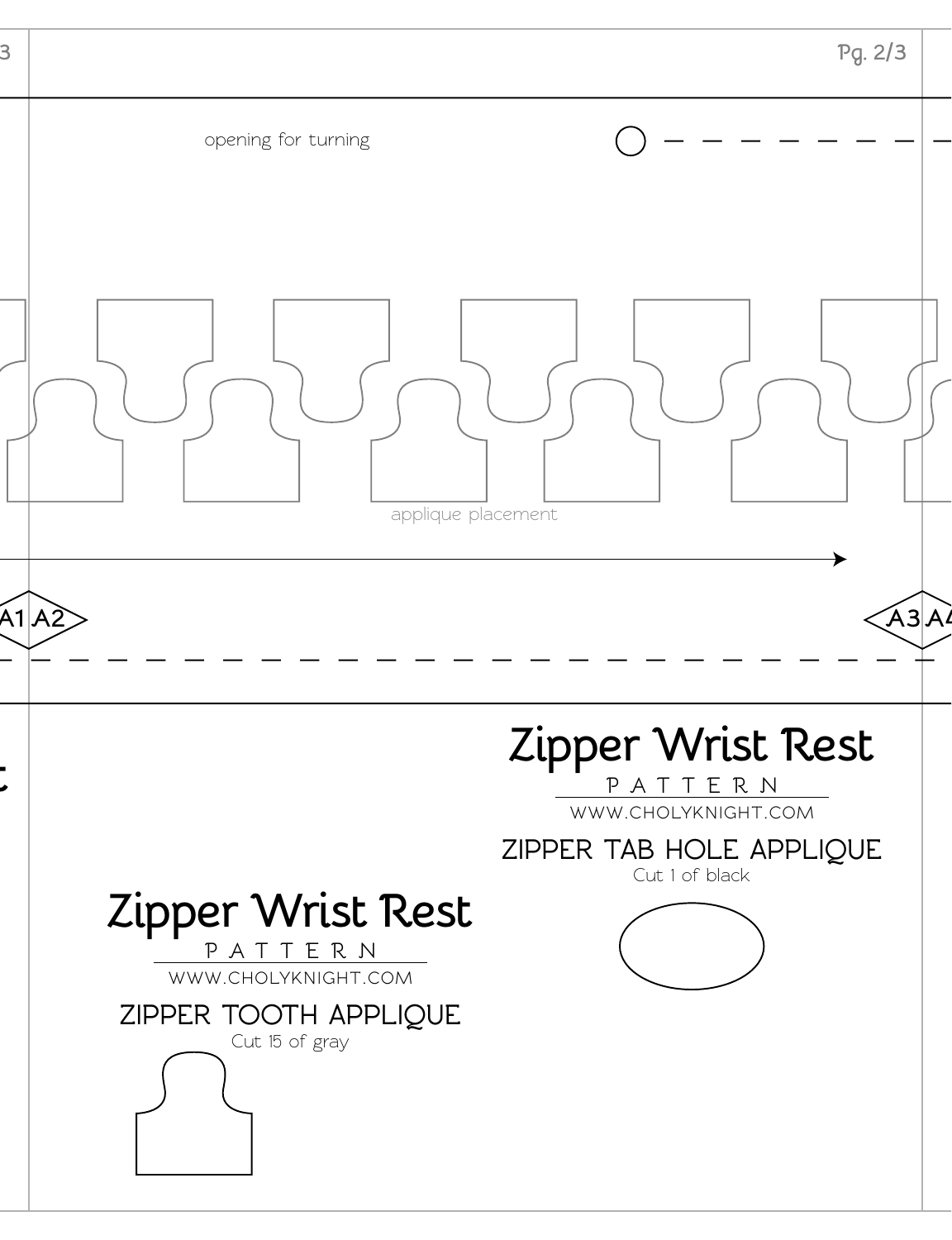opening for turning

applique placement

A1 A2

A3 A4

# Zipper Wrist Rest

PATTERN

WWW.CHOLYKNIGHT.COM

## ZIPPER TAB HOLE APPLIQUE

Cut 1 of black

# Zipper Wrist Rest

PATTERN

WWW.CHOLYKNIGHT.COM

## ZIPPER TOOTH APPLIQUE

Cut 15 of gray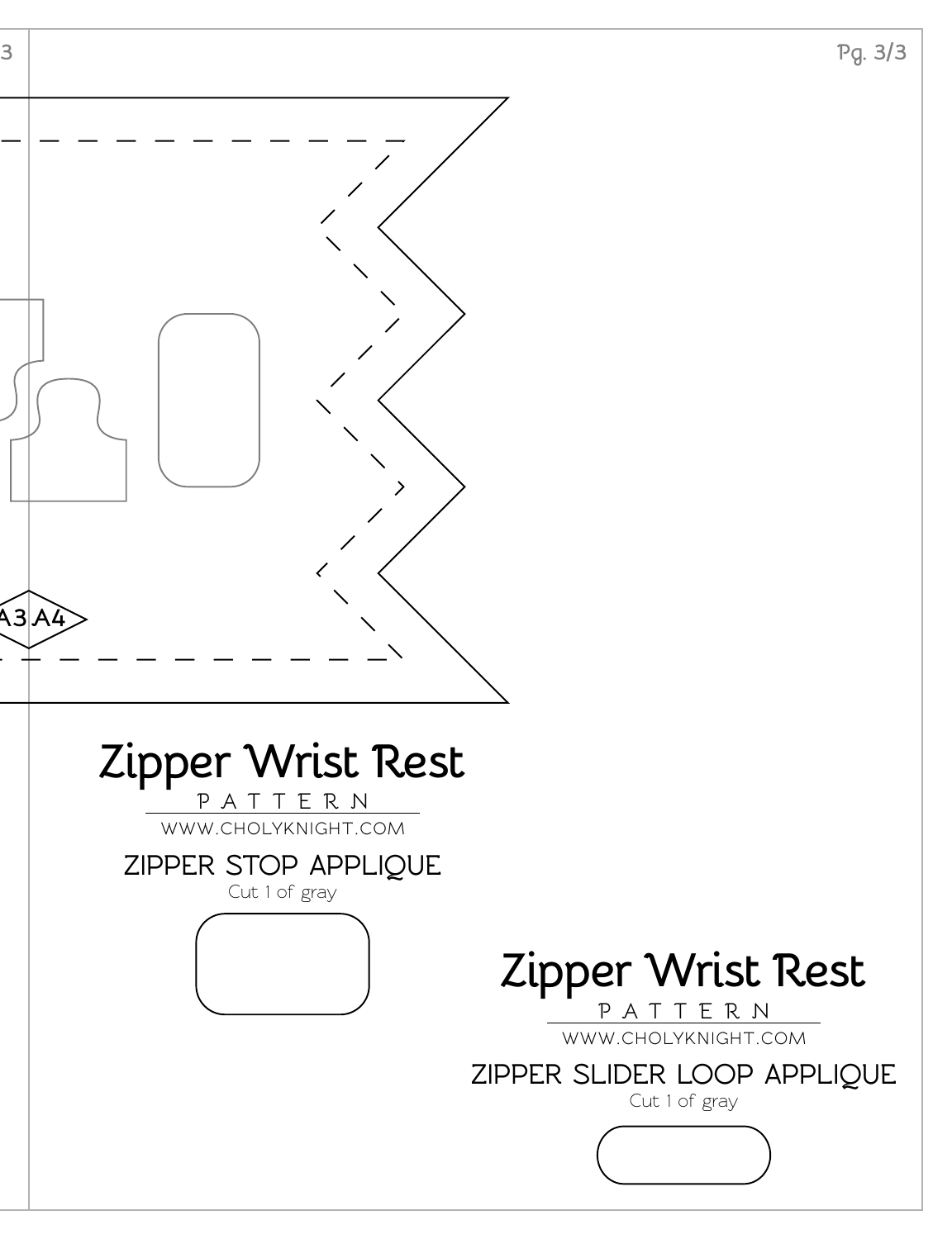A3 A4

# Zipper Wrist Rest

PATTERN

WWW.CHOLYKNIGHT.COM

## ZIPPER STOP APPLIQUE

Cut 1 of gray

# Zipper Wrist Rest

PATTERN

WWW.CHOLYKNIGHT.COM

## ZIPPER SLIDER LOOP APPLIQUE

Cut 1 of gray